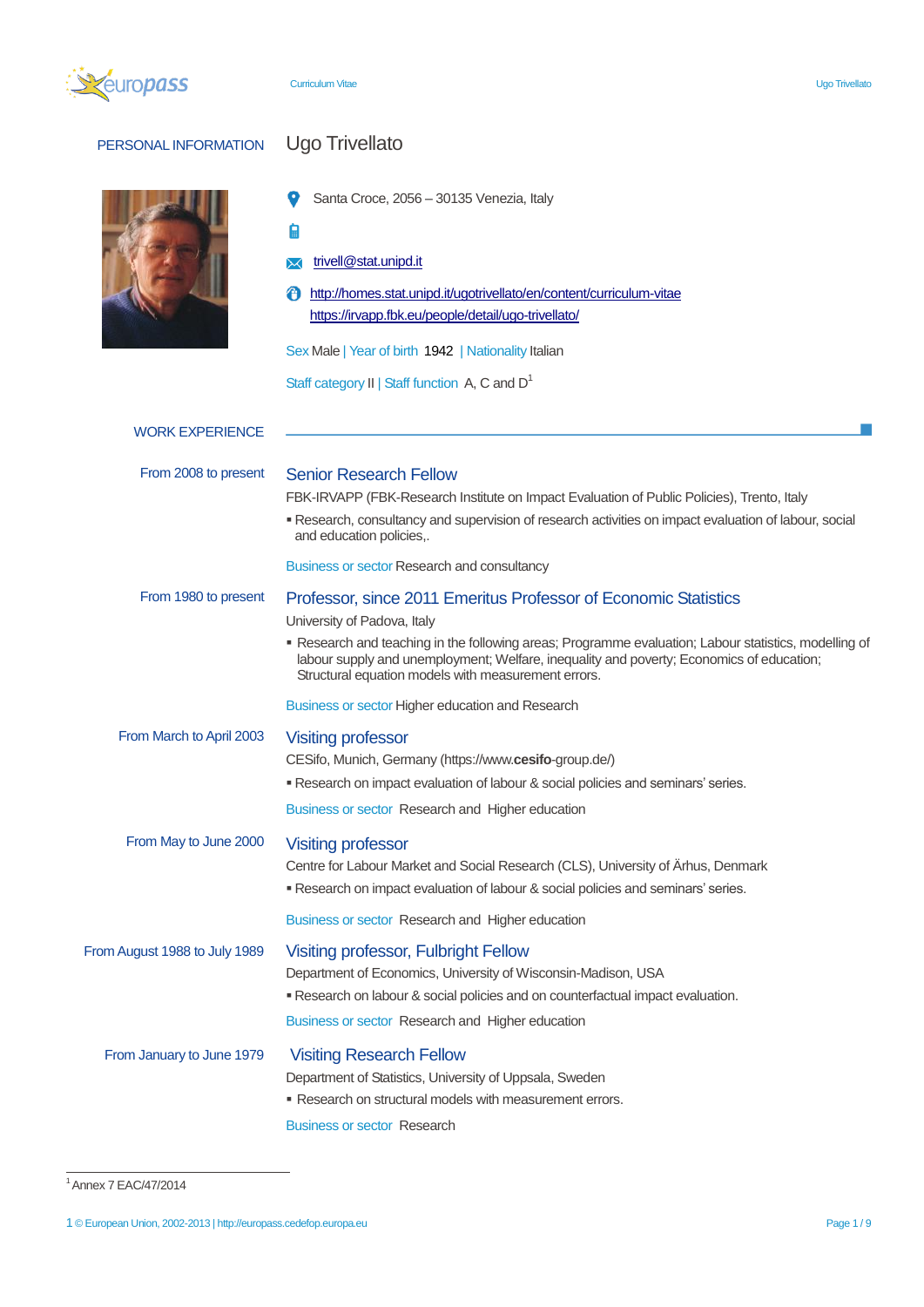# PERSONAL INFORMATION

## Ugo Trivellato

Santa Croce, 2056 – 30135 Venezia, Italy

trivell@stat.unipd.it

http://homes.stat.unipd.it/ugotrivellato/en/content/curriculum-vitae
https://irvapp.fbk.eu/people/detail/ugo-trivellato/

Sex Male | Year of birth 1942 | Nationality Italian

Staff category II | Staff function A, C and D[1]

## WORK EXPERIENCE

**From 2008 to present**

### Senior Research Fellow

FBK-IRVAPP (FBK-Research Institute on Impact Evaluation of Public Policies), Trento, Italy

- Research, consultancy and supervision of research activities on impact evaluation of labour, social and education policies,.

Business or sector Research and consultancy

**From 1980 to present**

### Professor, since 2011 Emeritus Professor of Economic Statistics

University of Padova, Italy

- Research and teaching in the following areas; Programme evaluation; Labour statistics, modelling of labour supply and unemployment; Welfare, inequality and poverty; Economics of education; Structural equation models with measurement errors.

Business or sector Higher education and Research

**From March to April 2003**

### Visiting professor

CESifo, Munich, Germany (https://www.**cesifo**-group.de/)

- Research on impact evaluation of labour & social policies and seminars' series.

Business or sector Research and Higher education

**From May to June 2000**

### Visiting professor

Centre for Labour Market and Social Research (CLS), University of Ärhus, Denmark

- Research on impact evaluation of labour & social policies and seminars' series.

Business or sector Research and Higher education

**From August 1988 to July 1989**

### Visiting professor, Fulbright Fellow

Department of Economics, University of Wisconsin-Madison, USA

- Research on labour & social policies and on counterfactual impact evaluation.

Business or sector Research and Higher education

**From January to June 1979**

### Visiting Research Fellow

Department of Statistics, University of Uppsala, Sweden

- Research on structural models with measurement errors.

Business or sector Research

---

[1] Annex 7 EAC/47/2014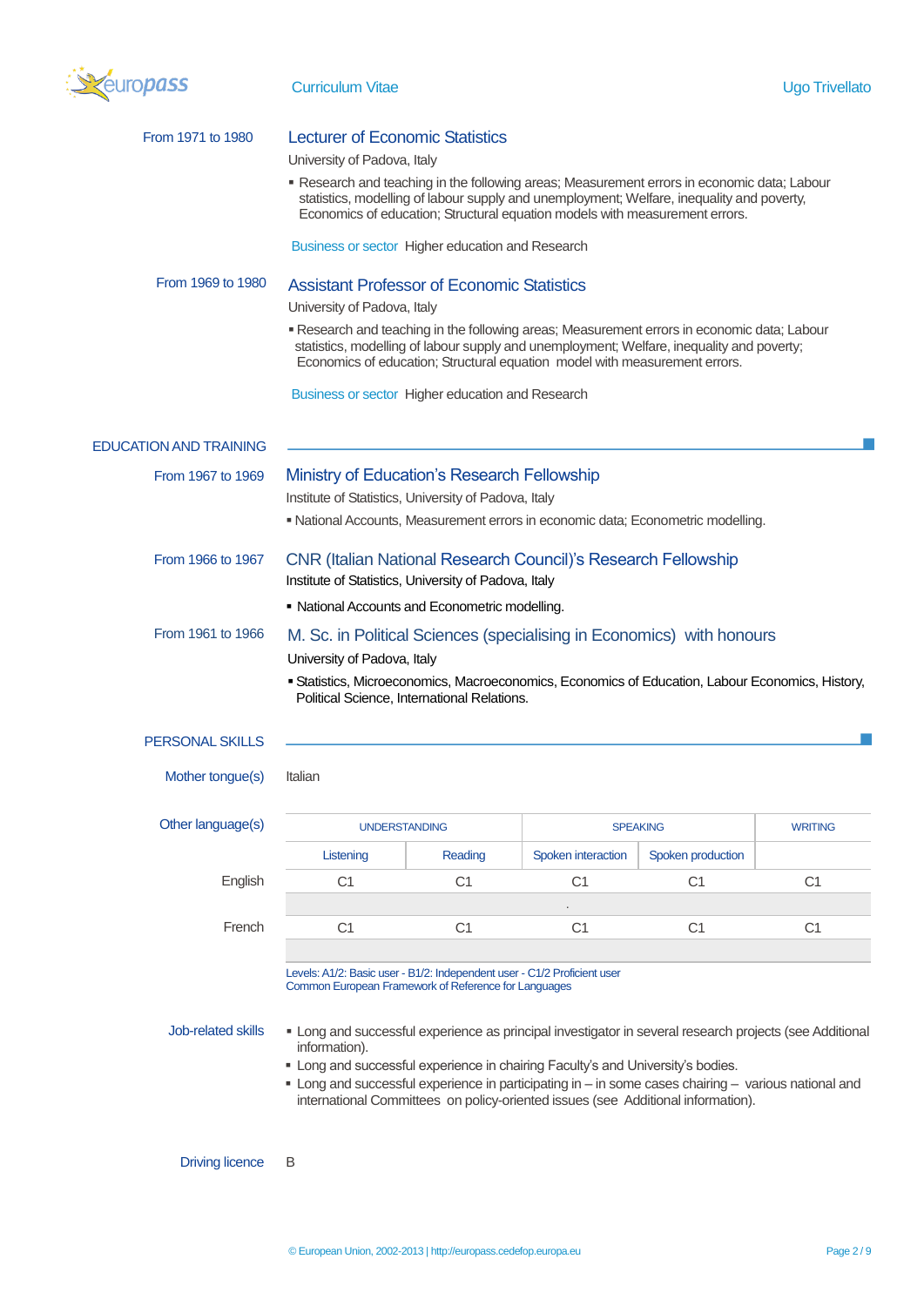From 1971 to 1980

### Lecturer of Economic Statistics

University of Padova, Italy

- Research and teaching in the following areas; Measurement errors in economic data; Labour statistics, modelling of labour supply and unemployment; Welfare, inequality and poverty, Economics of education; Structural equation models with measurement errors.

Business or sector Higher education and Research

From 1969 to 1980

### Assistant Professor of Economic Statistics

University of Padova, Italy

- Research and teaching in the following areas; Measurement errors in economic data; Labour statistics, modelling of labour supply and unemployment; Welfare, inequality and poverty; Economics of education; Structural equation model with measurement errors.

Business or sector Higher education and Research

## EDUCATION AND TRAINING

From 1967 to 1969

### Ministry of Education's Research Fellowship

Institute of Statistics, University of Padova, Italy

- National Accounts, Measurement errors in economic data; Econometric modelling.

From 1966 to 1967

### CNR (Italian National Research Council)'s Research Fellowship

Institute of Statistics, University of Padova, Italy

- National Accounts and Econometric modelling.

From 1961 to 1966

### M. Sc. in Political Sciences (specialising in Economics) with honours

University of Padova, Italy

- Statistics, Microeconomics, Macroeconomics, Economics of Education, Labour Economics, History, Political Science, International Relations.

## PERSONAL SKILLS

Mother tongue(s) Italian

Other language(s)

| | UNDERSTANDING | | SPEAKING | | WRITING |
|---|---|---|---|---|---|
| | Listening | Reading | Spoken interaction | Spoken production | |
| English | C1 | C1 | C1 | C1 | C1 |
| French | C1 | C1 | C1 | C1 | C1 |

Levels: A1/2: Basic user - B1/2: Independent user - C1/2 Proficient user
Common European Framework of Reference for Languages

Job-related skills

- Long and successful experience as principal investigator in several research projects (see Additional information).
- Long and successful experience in chairing Faculty's and University's bodies.
- Long and successful experience in participating in – in some cases chairing – various national and international Committees on policy-oriented issues (see Additional information).

Driving licence B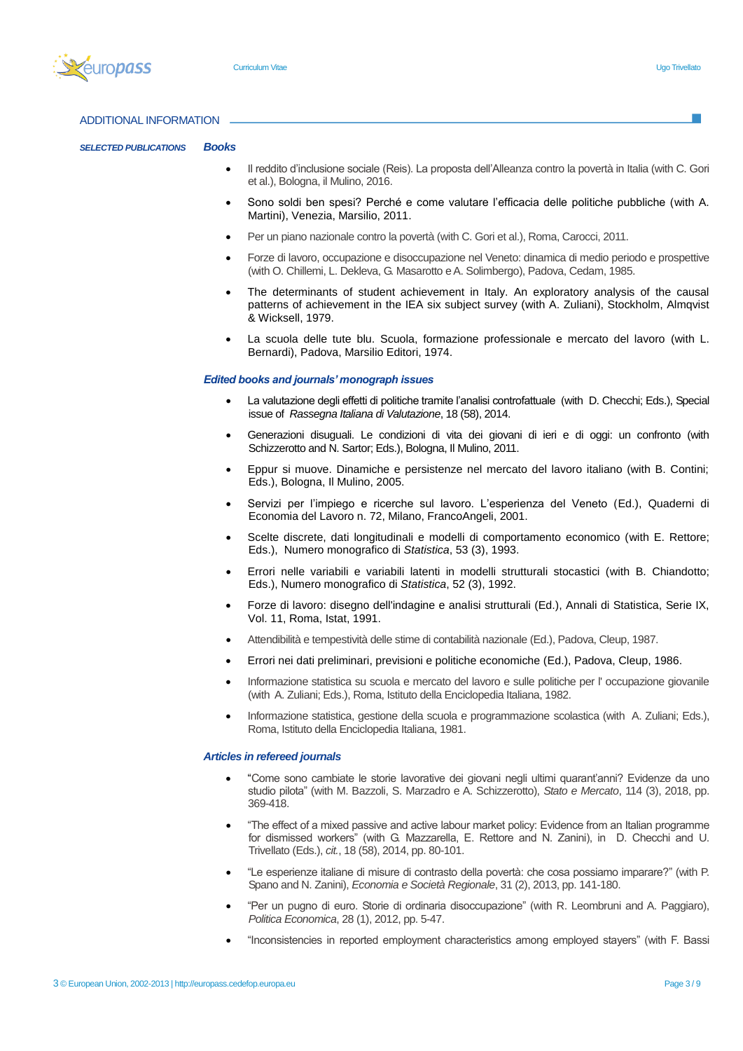## ADDITIONAL INFORMATION

***SELECTED PUBLICATIONS***

### *Books*

- Il reddito d'inclusione sociale (Reis). La proposta dell'Alleanza contro la povertà in Italia (with C. Gori et al.), Bologna, il Mulino, 2016.
- Sono soldi ben spesi? Perché e come valutare l'efficacia delle politiche pubbliche (with A. Martini), Venezia, Marsilio, 2011.
- Per un piano nazionale contro la povertà (with C. Gori et al.), Roma, Carocci, 2011.
- Forze di lavoro, occupazione e disoccupazione nel Veneto: dinamica di medio periodo e prospettive (with O. Chillemi, L. Dekleva, G. Masarotto e A. Solimbergo), Padova, Cedam, 1985.
- The determinants of student achievement in Italy. An exploratory analysis of the causal patterns of achievement in the IEA six subject survey (with A. Zuliani), Stockholm, Almqvist & Wicksell, 1979.
- La scuola delle tute blu. Scuola, formazione professionale e mercato del lavoro (with L. Bernardi), Padova, Marsilio Editori, 1974.

### *Edited books and journals' monograph issues*

- La valutazione degli effetti di politiche tramite l'analisi controfattuale (with D. Checchi; Eds.), Special issue of *Rassegna Italiana di Valutazione*, 18 (58), 2014.
- Generazioni disuguali. Le condizioni di vita dei giovani di ieri e di oggi: un confronto (with Schizzerotto and N. Sartor; Eds.), Bologna, Il Mulino, 2011.
- Eppur si muove. Dinamiche e persistenze nel mercato del lavoro italiano (with B. Contini; Eds.), Bologna, Il Mulino, 2005.
- Servizi per l'impiego e ricerche sul lavoro. L'esperienza del Veneto (Ed.), Quaderni di Economia del Lavoro n. 72, Milano, FrancoAngeli, 2001.
- Scelte discrete, dati longitudinali e modelli di comportamento economico (with E. Rettore; Eds.), Numero monografico di *Statistica*, 53 (3), 1993.
- Errori nelle variabili e variabili latenti in modelli strutturali stocastici (with B. Chiandotto; Eds.), Numero monografico di *Statistica*, 52 (3), 1992.
- Forze di lavoro: disegno dell'indagine e analisi strutturali (Ed.), Annali di Statistica, Serie IX, Vol. 11, Roma, Istat, 1991.
- Attendibilità e tempestività delle stime di contabilità nazionale (Ed.), Padova, Cleup, 1987.
- Errori nei dati preliminari, previsioni e politiche economiche (Ed.), Padova, Cleup, 1986.
- Informazione statistica su scuola e mercato del lavoro e sulle politiche per l' occupazione giovanile (with A. Zuliani; Eds.), Roma, Istituto della Enciclopedia Italiana, 1982.
- Informazione statistica, gestione della scuola e programmazione scolastica (with A. Zuliani; Eds.), Roma, Istituto della Enciclopedia Italiana, 1981.

### *Articles in refereed journals*

- "Come sono cambiate le storie lavorative dei giovani negli ultimi quarant'anni? Evidenze da uno studio pilota" (with M. Bazzoli, S. Marzadro e A. Schizzerotto), *Stato e Mercato*, 114 (3), 2018, pp. 369-418.
- "The effect of a mixed passive and active labour market policy: Evidence from an Italian programme for dismissed workers" (with G. Mazzarella, E. Rettore and N. Zanini), in D. Checchi and U. Trivellato (Eds.), *cit.*, 18 (58), 2014, pp. 80-101.
- "Le esperienze italiane di misure di contrasto della povertà: che cosa possiamo imparare?" (with P. Spano and N. Zanini), *Economia e Società Regionale*, 31 (2), 2013, pp. 141-180.
- "Per un pugno di euro. Storie di ordinaria disoccupazione" (with R. Leombruni and A. Paggiaro), *Politica Economica*, 28 (1), 2012, pp. 5-47.
- "Inconsistencies in reported employment characteristics among employed stayers" (with F. Bassi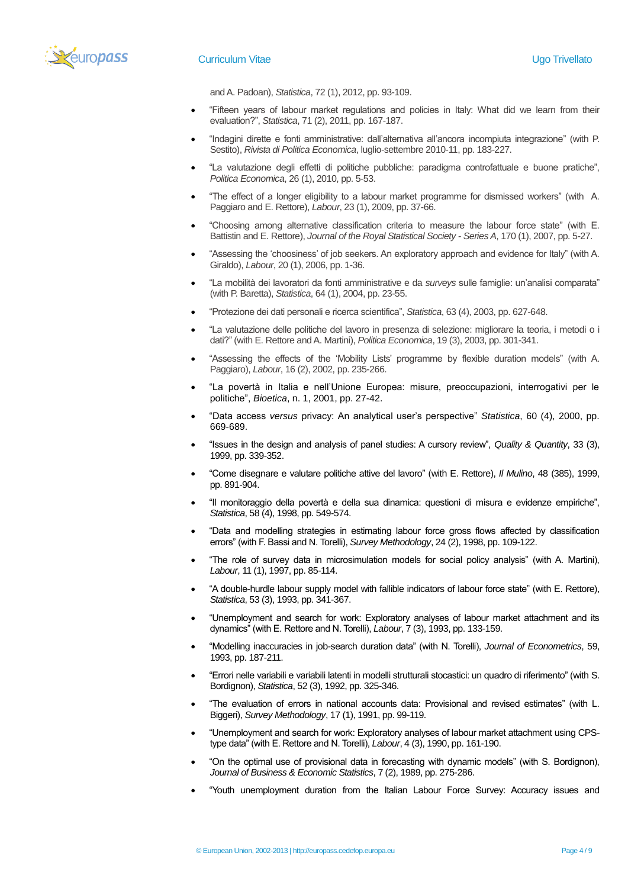and A. Padoan), *Statistica*, 72 (1), 2012, pp. 93-109.

- "Fifteen years of labour market regulations and policies in Italy: What did we learn from their evaluation?", *Statistica*, 71 (2), 2011, pp. 167-187.
- "Indagini dirette e fonti amministrative: dall'alternativa all'ancora incompiuta integrazione" (with P. Sestito), *Rivista di Politica Economica*, luglio-settembre 2010-11, pp. 183-227.
- "La valutazione degli effetti di politiche pubbliche: paradigma controfattuale e buone pratiche", *Politica Economica*, 26 (1), 2010, pp. 5-53.
- "The effect of a longer eligibility to a labour market programme for dismissed workers" (with A. Paggiaro and E. Rettore), *Labour*, 23 (1), 2009, pp. 37-66.
- "Choosing among alternative classification criteria to measure the labour force state" (with E. Battistin and E. Rettore), *Journal of the Royal Statistical Society - Series A*, 170 (1), 2007, pp. 5-27.
- "Assessing the 'choosiness' of job seekers. An exploratory approach and evidence for Italy" (with A. Giraldo), *Labour*, 20 (1), 2006, pp. 1-36.
- "La mobilità dei lavoratori da fonti amministrative e da *surveys* sulle famiglie: un'analisi comparata" (with P. Baretta), *Statistica*, 64 (1), 2004, pp. 23-55.
- "Protezione dei dati personali e ricerca scientifica", *Statistica*, 63 (4), 2003, pp. 627-648.
- "La valutazione delle politiche del lavoro in presenza di selezione: migliorare la teoria, i metodi o i dati?" (with E. Rettore and A. Martini), *Politica Economica*, 19 (3), 2003, pp. 301-341.
- "Assessing the effects of the 'Mobility Lists' programme by flexible duration models" (with A. Paggiaro), *Labour*, 16 (2), 2002, pp. 235-266.
- "La povertà in Italia e nell'Unione Europea: misure, preoccupazioni, interrogativi per le politiche", *Bioetica*, n. 1, 2001, pp. 27-42.
- "Data access *versus* privacy: An analytical user's perspective" *Statistica*, 60 (4), 2000, pp. 669-689.
- "Issues in the design and analysis of panel studies: A cursory review", *Quality & Quantity*, 33 (3), 1999, pp. 339-352.
- "Come disegnare e valutare politiche attive del lavoro" (with E. Rettore), *Il Mulino*, 48 (385), 1999, pp. 891-904.
- "Il monitoraggio della povertà e della sua dinamica: questioni di misura e evidenze empiriche", *Statistica*, 58 (4), 1998, pp. 549-574.
- "Data and modelling strategies in estimating labour force gross flows affected by classification errors" (with F. Bassi and N. Torelli), *Survey Methodology*, 24 (2), 1998, pp. 109-122.
- "The role of survey data in microsimulation models for social policy analysis" (with A. Martini), *Labour*, 11 (1), 1997, pp. 85-114.
- "A double-hurdle labour supply model with fallible indicators of labour force state" (with E. Rettore), *Statistica*, 53 (3), 1993, pp. 341-367.
- "Unemployment and search for work: Exploratory analyses of labour market attachment and its dynamics" (with E. Rettore and N. Torelli), *Labour*, 7 (3), 1993, pp. 133-159.
- "Modelling inaccuracies in job-search duration data" (with N. Torelli), *Journal of Econometrics*, 59, 1993, pp. 187-211.
- "Errori nelle variabili e variabili latenti in modelli strutturali stocastici: un quadro di riferimento" (with S. Bordignon), *Statistica*, 52 (3), 1992, pp. 325-346.
- "The evaluation of errors in national accounts data: Provisional and revised estimates" (with L. Biggeri), *Survey Methodology*, 17 (1), 1991, pp. 99-119.
- "Unemployment and search for work: Exploratory analyses of labour market attachment using CPS-type data" (with E. Rettore and N. Torelli), *Labour*, 4 (3), 1990, pp. 161-190.
- "On the optimal use of provisional data in forecasting with dynamic models" (with S. Bordignon), *Journal of Business & Economic Statistics*, 7 (2), 1989, pp. 275-286.
- "Youth unemployment duration from the Italian Labour Force Survey: Accuracy issues and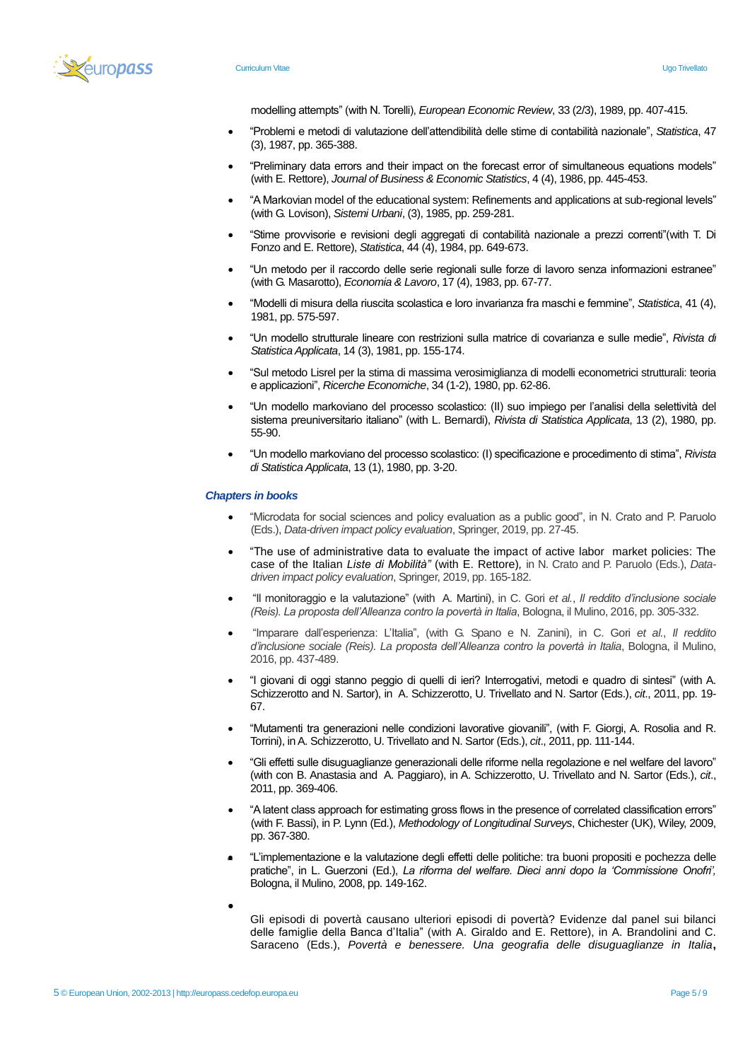modelling attempts" (with N. Torelli), *European Economic Review*, 33 (2/3), 1989, pp. 407-415.

- "Problemi e metodi di valutazione dell'attendibilità delle stime di contabilità nazionale", *Statistica*, 47 (3), 1987, pp. 365-388.
- "Preliminary data errors and their impact on the forecast error of simultaneous equations models" (with E. Rettore), *Journal of Business & Economic Statistics*, 4 (4), 1986, pp. 445-453.
- "A Markovian model of the educational system: Refinements and applications at sub-regional levels" (with G. Lovison), *Sistemi Urbani*, (3), 1985, pp. 259-281.
- "Stime provvisorie e revisioni degli aggregati di contabilità nazionale a prezzi correnti"(with T. Di Fonzo and E. Rettore), *Statistica*, 44 (4), 1984, pp. 649-673.
- "Un metodo per il raccordo delle serie regionali sulle forze di lavoro senza informazioni estranee" (with G. Masarotto), *Economia & Lavoro*, 17 (4), 1983, pp. 67-77.
- "Modelli di misura della riuscita scolastica e loro invarianza fra maschi e femmine", *Statistica*, 41 (4), 1981, pp. 575-597.
- "Un modello strutturale lineare con restrizioni sulla matrice di covarianza e sulle medie", *Rivista di Statistica Applicata*, 14 (3), 1981, pp. 155-174.
- "Sul metodo Lisrel per la stima di massima verosimiglianza di modelli econometrici strutturali: teoria e applicazioni", *Ricerche Economiche*, 34 (1-2), 1980, pp. 62-86.
- "Un modello markoviano del processo scolastico: (II) suo impiego per l'analisi della selettività del sistema preuniversitario italiano" (with L. Bernardi), *Rivista di Statistica Applicata*, 13 (2), 1980, pp. 55-90.
- "Un modello markoviano del processo scolastico: (I) specificazione e procedimento di stima", *Rivista di Statistica Applicata*, 13 (1), 1980, pp. 3-20.

***Chapters in books***

- "Microdata for social sciences and policy evaluation as a public good", in N. Crato and P. Paruolo (Eds.), *Data-driven impact policy evaluation*, Springer, 2019, pp. 27-45.
- "The use of administrative data to evaluate the impact of active labor market policies: The case of the Italian *Liste di Mobilità"* (with E. Rettore), in N. Crato and P. Paruolo (Eds.), *Data-driven impact policy evaluation*, Springer, 2019, pp. 165-182.
- "Il monitoraggio e la valutazione" (with A. Martini), in C. Gori *et al.*, *Il reddito d'inclusione sociale (Reis). La proposta dell'Alleanza contro la povertà in Italia*, Bologna, il Mulino, 2016, pp. 305-332.
- "Imparare dall'esperienza: L'Italia", (with G. Spano e N. Zanini), in C. Gori *et al.*, *Il reddito d'inclusione sociale (Reis). La proposta dell'Alleanza contro la povertà in Italia*, Bologna, il Mulino, 2016, pp. 437-489.
- "I giovani di oggi stanno peggio di quelli di ieri? Interrogativi, metodi e quadro di sintesi" (with A. Schizzerotto and N. Sartor), in A. Schizzerotto, U. Trivellato and N. Sartor (Eds.), *cit*., 2011, pp. 19-67.
- "Mutamenti tra generazioni nelle condizioni lavorative giovanili", (with F. Giorgi, A. Rosolia and R. Torrini), in A. Schizzerotto, U. Trivellato and N. Sartor (Eds.), *cit*., 2011, pp. 111-144.
- "Gli effetti sulle disuguaglianze generazionali delle riforme nella regolazione e nel welfare del lavoro" (with con B. Anastasia and A. Paggiaro), in A. Schizzerotto, U. Trivellato and N. Sartor (Eds.), *cit*., 2011, pp. 369-406.
- "A latent class approach for estimating gross flows in the presence of correlated classification errors" (with F. Bassi), in P. Lynn (Ed.), *Methodology of Longitudinal Surveys*, Chichester (UK), Wiley, 2009, pp. 367-380.
- "L'implementazione e la valutazione degli effetti delle politiche: tra buoni propositi e pochezza delle pratiche", in L. Guerzoni (Ed.), *La riforma del welfare. Dieci anni dopo la 'Commissione Onofri',* Bologna, il Mulino, 2008, pp. 149-162.
- Gli episodi di povertà causano ulteriori episodi di povertà? Evidenze dal panel sui bilanci delle famiglie della Banca d'Italia" (with A. Giraldo and E. Rettore), in A. Brandolini and C. Saraceno (Eds.), *Povertà e benessere. Una geografia delle disuguaglianze in Italia***,**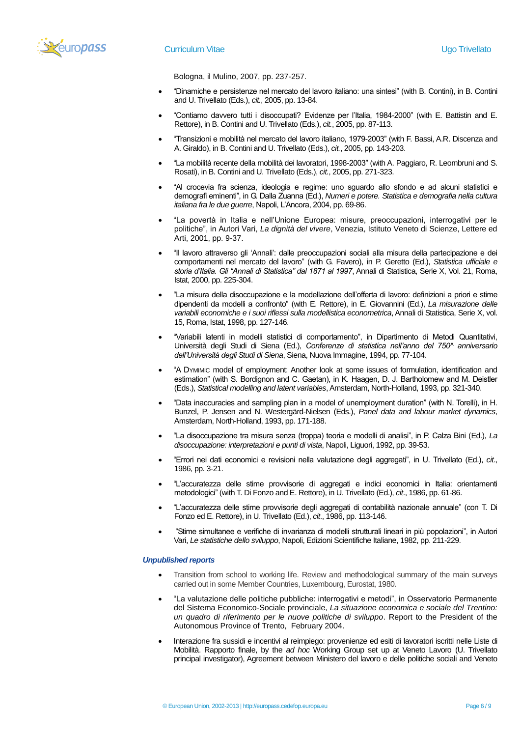Bologna, il Mulino, 2007, pp. 237-257.

- "Dinamiche e persistenze nel mercato del lavoro italiano: una sintesi" (with B. Contini), in B. Contini and U. Trivellato (Eds.), *cit.*, 2005, pp. 13-84.
- "Contiamo davvero tutti i disoccupati? Evidenze per l'Italia, 1984-2000" (with E. Battistin and E. Rettore), in B. Contini and U. Trivellato (Eds.), *cit.*, 2005, pp. 87-113.
- "Transizioni e mobilità nel mercato del lavoro italiano, 1979-2003" (with F. Bassi, A.R. Discenza and A. Giraldo), in B. Contini and U. Trivellato (Eds.), *cit.*, 2005, pp. 143-203.
- "La mobilità recente della mobilità dei lavoratori, 1998-2003" (with A. Paggiaro, R. Leombruni and S. Rosati), in B. Contini and U. Trivellato (Eds.), *cit.*, 2005, pp. 271-323.
- "Al crocevia fra scienza, ideologia e regime: uno sguardo allo sfondo e ad alcuni statistici e demografi eminenti", in G. Dalla Zuanna (Ed.), *Numeri e potere. Statistica e demografia nella cultura italiana fra le due guerre*, Napoli, L'Ancora, 2004, pp. 69-86.
- "La povertà in Italia e nell'Unione Europea: misure, preoccupazioni, interrogativi per le politiche", in Autori Vari, *La dignità del vivere*, Venezia, Istituto Veneto di Scienze, Lettere ed Arti, 2001, pp. 9-37.
- "Il lavoro attraverso gli 'Annali': dalle preoccupazioni sociali alla misura della partecipazione e dei comportamenti nel mercato del lavoro" (with G. Favero), in P. Geretto (Ed.), *Statistica ufficiale e storia d'Italia. Gli "Annali di Statistica" dal 1871 al 1997*, Annali di Statistica, Serie X, Vol. 21, Roma, Istat, 2000, pp. 225-304.
- "La misura della disoccupazione e la modellazione dell'offerta di lavoro: definizioni a priori e stime dipendenti da modelli a confronto" (with E. Rettore), in E. Giovannini (Ed.), *La misurazione delle variabili economiche e i suoi riflessi sulla modellistica econometrica*, Annali di Statistica, Serie X, vol. 15, Roma, Istat, 1998, pp. 127-146.
- "Variabili latenti in modelli statistici di comportamento", in Dipartimento di Metodi Quantitativi, Università degli Studi di Siena (Ed.), *Conferenze di statistica nell'anno del 750^ anniversario dell'Università degli Studi di Siena*, Siena, Nuova Immagine, 1994, pp. 77-104.
- "A DYMIMIC model of employment: Another look at some issues of formulation, identification and estimation" (with S. Bordignon and C. Gaetan), in K. Haagen, D. J. Bartholomew and M. Deistler (Eds.), *Statistical modelling and latent variables*, Amsterdam, North-Holland, 1993, pp. 321-340.
- "Data inaccuracies and sampling plan in a model of unemployment duration" (with N. Torelli), in H. Bunzel, P. Jensen and N. Westergärd-Nielsen (Eds.), *Panel data and labour market dynamics*, Amsterdam, North-Holland, 1993, pp. 171-188.
- "La disoccupazione tra misura senza (troppa) teoria e modelli di analisi", in P. Calza Bini (Ed.), *La disoccupazione: interpretazioni e punti di vista*, Napoli, Liguori, 1992, pp. 39-53.
- "Errori nei dati economici e revisioni nella valutazione degli aggregati", in U. Trivellato (Ed.), *cit.*, 1986, pp. 3-21.
- "L'accuratezza delle stime provvisorie di aggregati e indici economici in Italia: orientamenti metodologici" (with T. Di Fonzo and E. Rettore), in U. Trivellato (Ed.), *cit.*, 1986, pp. 61-86.
- "L'accuratezza delle stime provvisorie degli aggregati di contabilità nazionale annuale" (con T. Di Fonzo ed E. Rettore), in U. Trivellato (Ed.), *cit.*, 1986, pp. 113-146.
- "Stime simultanee e verifiche di invarianza di modelli strutturali lineari in più popolazioni", in Autori Vari, *Le statistiche dello sviluppo*, Napoli, Edizioni Scientifiche Italiane, 1982, pp. 211-229.

***Unpublished reports***

- Transition from school to working life. Review and methodological summary of the main surveys carried out in some Member Countries, Luxembourg, Eurostat, 1980.
- "La valutazione delle politiche pubbliche: interrogativi e metodi", in Osservatorio Permanente del Sistema Economico-Sociale provinciale, *La situazione economica e sociale del Trentino: un quadro di riferimento per le nuove politiche di sviluppo*. Report to the President of the Autonomous Province of Trento, February 2004.
- Interazione fra sussidi e incentivi al reimpiego: provenienze ed esiti di lavoratori iscritti nelle Liste di Mobilità. Rapporto finale, by the *ad hoc* Working Group set up at Veneto Lavoro (U. Trivellato principal investigator), Agreement between Ministero del lavoro e delle politiche sociali and Veneto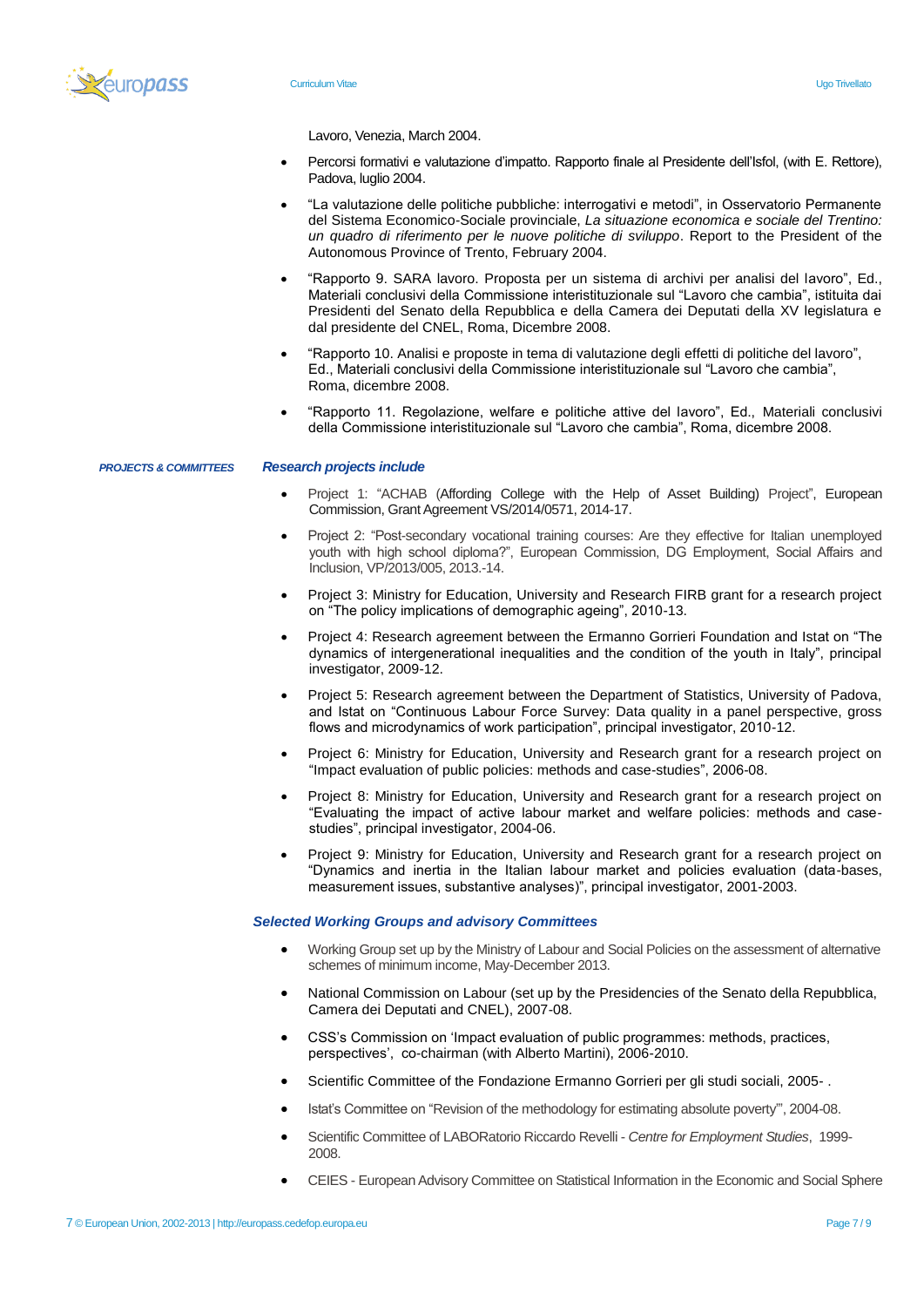Lavoro, Venezia, March 2004.

- Percorsi formativi e valutazione d'impatto. Rapporto finale al Presidente dell'Isfol, (with E. Rettore), Padova, luglio 2004.
- "La valutazione delle politiche pubbliche: interrogativi e metodi", in Osservatorio Permanente del Sistema Economico-Sociale provinciale, *La situazione economica e sociale del Trentino: un quadro di riferimento per le nuove politiche di sviluppo*. Report to the President of the Autonomous Province of Trento, February 2004.
- "Rapporto 9. SARA lavoro. Proposta per un sistema di archivi per analisi del lavoro", Ed., Materiali conclusivi della Commissione interistituzionale sul "Lavoro che cambia", istituita dai Presidenti del Senato della Repubblica e della Camera dei Deputati della XV legislatura e dal presidente del CNEL, Roma, Dicembre 2008.
- "Rapporto 10. Analisi e proposte in tema di valutazione degli effetti di politiche del lavoro", Ed., Materiali conclusivi della Commissione interistituzionale sul "Lavoro che cambia", Roma, dicembre 2008.
- "Rapporto 11. Regolazione, welfare e politiche attive del lavoro", Ed., Materiali conclusivi della Commissione interistituzionale sul "Lavoro che cambia", Roma, dicembre 2008.

***PROJECTS & COMMITTEES***

### *Research projects include*

- Project 1: "ACHAB (Affording College with the Help of Asset Building) Project", European Commission, Grant Agreement VS/2014/0571, 2014-17.
- Project 2: "Post-secondary vocational training courses: Are they effective for Italian unemployed youth with high school diploma?", European Commission, DG Employment, Social Affairs and Inclusion, VP/2013/005, 2013.-14.
- Project 3: Ministry for Education, University and Research FIRB grant for a research project on "The policy implications of demographic ageing", 2010-13.
- Project 4: Research agreement between the Ermanno Gorrieri Foundation and Istat on "The dynamics of intergenerational inequalities and the condition of the youth in Italy", principal investigator, 2009-12.
- Project 5: Research agreement between the Department of Statistics, University of Padova, and Istat on "Continuous Labour Force Survey: Data quality in a panel perspective, gross flows and microdynamics of work participation", principal investigator, 2010-12.
- Project 6: Ministry for Education, University and Research grant for a research project on "Impact evaluation of public policies: methods and case-studies", 2006-08.
- Project 8: Ministry for Education, University and Research grant for a research project on "Evaluating the impact of active labour market and welfare policies: methods and case-studies", principal investigator, 2004-06.
- Project 9: Ministry for Education, University and Research grant for a research project on "Dynamics and inertia in the Italian labour market and policies evaluation (data-bases, measurement issues, substantive analyses)", principal investigator, 2001-2003.

### *Selected Working Groups and advisory Committees*

- Working Group set up by the Ministry of Labour and Social Policies on the assessment of alternative schemes of minimum income, May-December 2013.
- National Commission on Labour (set up by the Presidencies of the Senato della Repubblica, Camera dei Deputati and CNEL), 2007-08.
- CSS's Commission on 'Impact evaluation of public programmes: methods, practices, perspectives', co-chairman (with Alberto Martini), 2006-2010.
- Scientific Committee of the Fondazione Ermanno Gorrieri per gli studi sociali, 2005- .
- Istat's Committee on "Revision of the methodology for estimating absolute poverty"', 2004-08.
- Scientific Committee of LABORatorio Riccardo Revelli - *Centre for Employment Studies*, 1999-2008.
- CEIES - European Advisory Committee on Statistical Information in the Economic and Social Sphere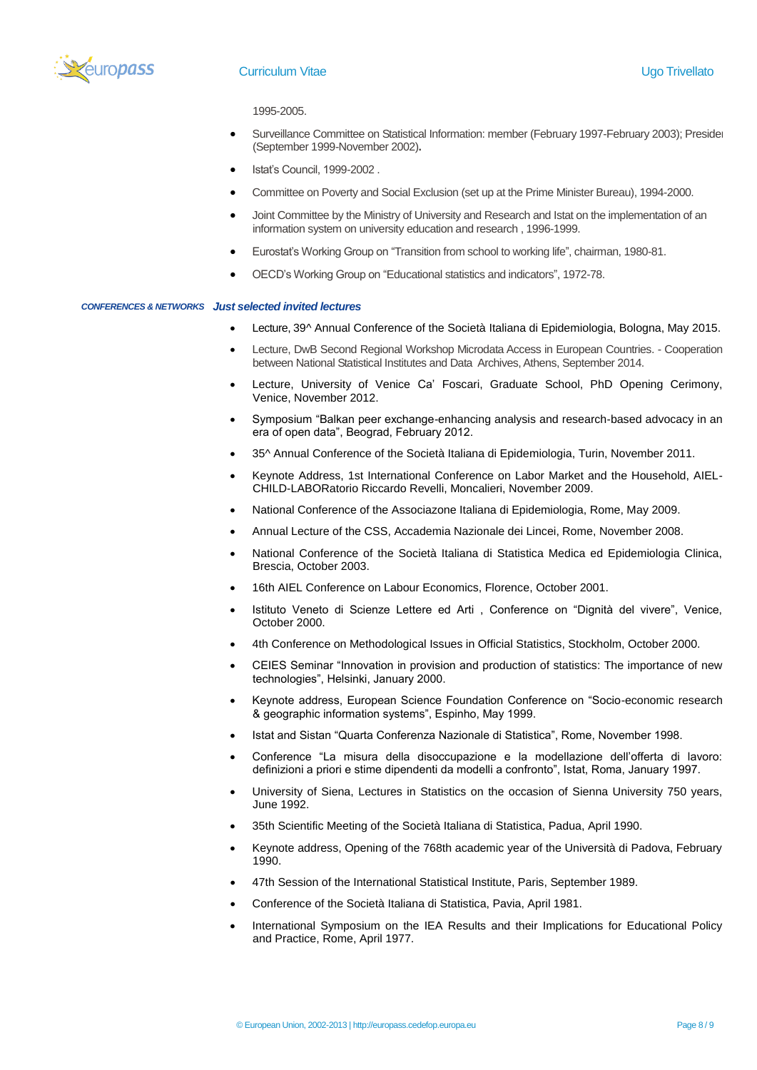1995-2005.

- Surveillance Committee on Statistical Information: member (February 1997-February 2003); Presider (September 1999-November 2002).
- Istat's Council, 1999-2002 .
- Committee on Poverty and Social Exclusion (set up at the Prime Minister Bureau), 1994-2000.
- Joint Committee by the Ministry of University and Research and Istat on the implementation of an information system on university education and research , 1996-1999.
- Eurostat's Working Group on "Transition from school to working life", chairman, 1980-81.
- OECD's Working Group on "Educational statistics and indicators", 1972-78.

**CONFERENCES & NETWORKS** ***Just selected invited lectures***

- Lecture, 39^ Annual Conference of the Società Italiana di Epidemiologia, Bologna, May 2015.
- Lecture, DwB Second Regional Workshop Microdata Access in European Countries. - Cooperation between National Statistical Institutes and Data Archives, Athens, September 2014.
- Lecture, University of Venice Ca' Foscari, Graduate School, PhD Opening Cerimony, Venice, November 2012.
- Symposium "Balkan peer exchange-enhancing analysis and research-based advocacy in an era of open data", Beograd, February 2012.
- 35^ Annual Conference of the Società Italiana di Epidemiologia, Turin, November 2011.
- Keynote Address, 1st International Conference on Labor Market and the Household, AIEL-CHILD-LABORatorio Riccardo Revelli, Moncalieri, November 2009.
- National Conference of the Associazone Italiana di Epidemiologia, Rome, May 2009.
- Annual Lecture of the CSS, Accademia Nazionale dei Lincei, Rome, November 2008.
- National Conference of the Società Italiana di Statistica Medica ed Epidemiologia Clinica, Brescia, October 2003.
- 16th AIEL Conference on Labour Economics, Florence, October 2001.
- Istituto Veneto di Scienze Lettere ed Arti , Conference on "Dignità del vivere", Venice, October 2000.
- 4th Conference on Methodological Issues in Official Statistics, Stockholm, October 2000.
- CEIES Seminar "Innovation in provision and production of statistics: The importance of new technologies", Helsinki, January 2000.
- Keynote address, European Science Foundation Conference on "Socio-economic research & geographic information systems", Espinho, May 1999.
- Istat and Sistan "Quarta Conferenza Nazionale di Statistica", Rome, November 1998.
- Conference "La misura della disoccupazione e la modellazione dell'offerta di lavoro: definizioni a priori e stime dipendenti da modelli a confronto", Istat, Roma, January 1997.
- University of Siena, Lectures in Statistics on the occasion of Sienna University 750 years, June 1992.
- 35th Scientific Meeting of the Società Italiana di Statistica, Padua, April 1990.
- Keynote address, Opening of the 768th academic year of the Università di Padova, February 1990.
- 47th Session of the International Statistical Institute, Paris, September 1989.
- Conference of the Società Italiana di Statistica, Pavia, April 1981.
- International Symposium on the IEA Results and their Implications for Educational Policy and Practice, Rome, April 1977.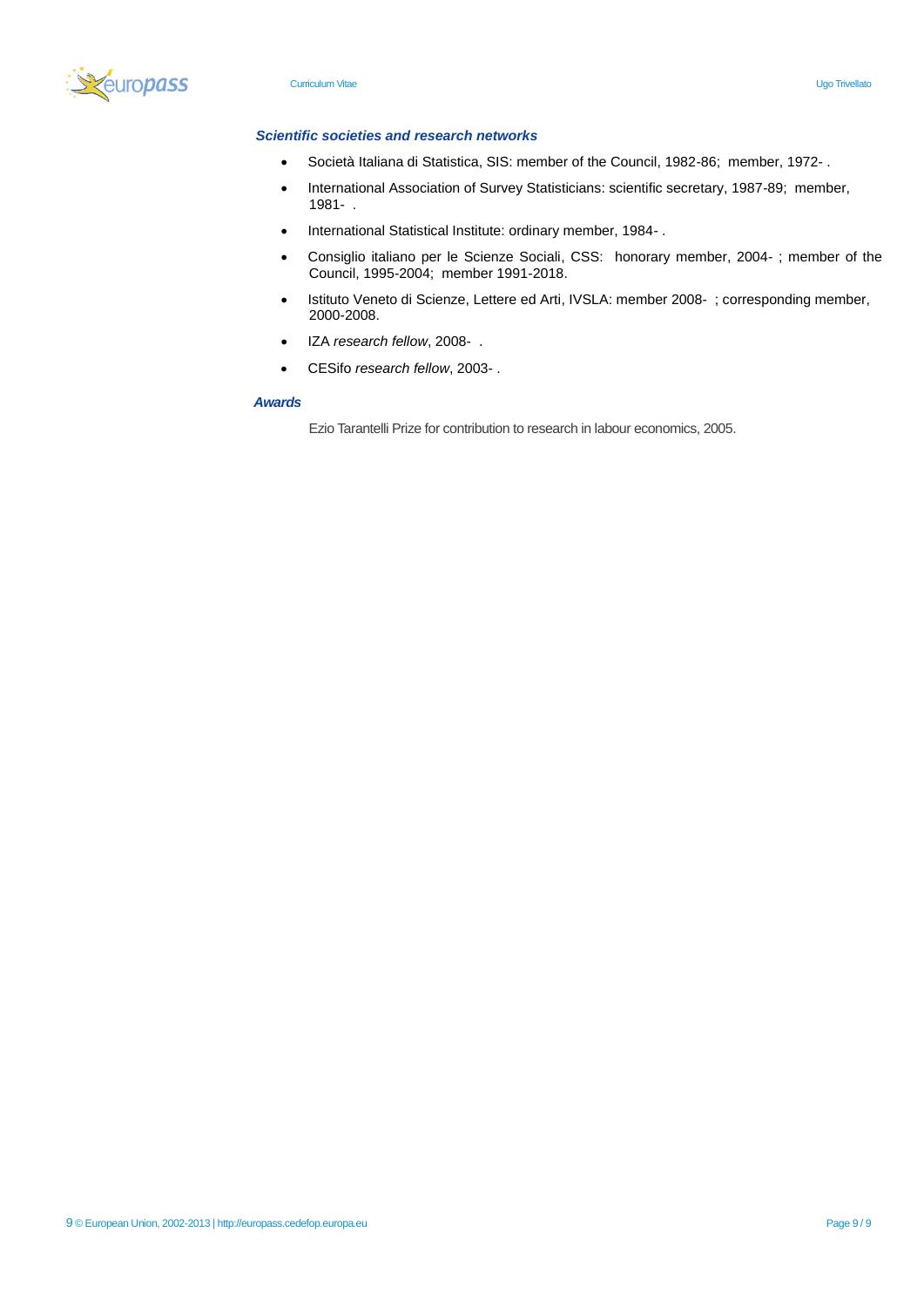### *Scientific societies and research networks*

- Società Italiana di Statistica, SIS: member of the Council, 1982-86; member, 1972- .
- International Association of Survey Statisticians: scientific secretary, 1987-89; member, 1981- .
- International Statistical Institute: ordinary member, 1984- .
- Consiglio italiano per le Scienze Sociali, CSS: honorary member, 2004- ; member of the Council, 1995-2004; member 1991-2018.
- Istituto Veneto di Scienze, Lettere ed Arti, IVSLA: member 2008- ; corresponding member, 2000-2008.
- IZA *research fellow*, 2008- .
- CESifo *research fellow*, 2003- .

### *Awards*

Ezio Tarantelli Prize for contribution to research in labour economics, 2005.